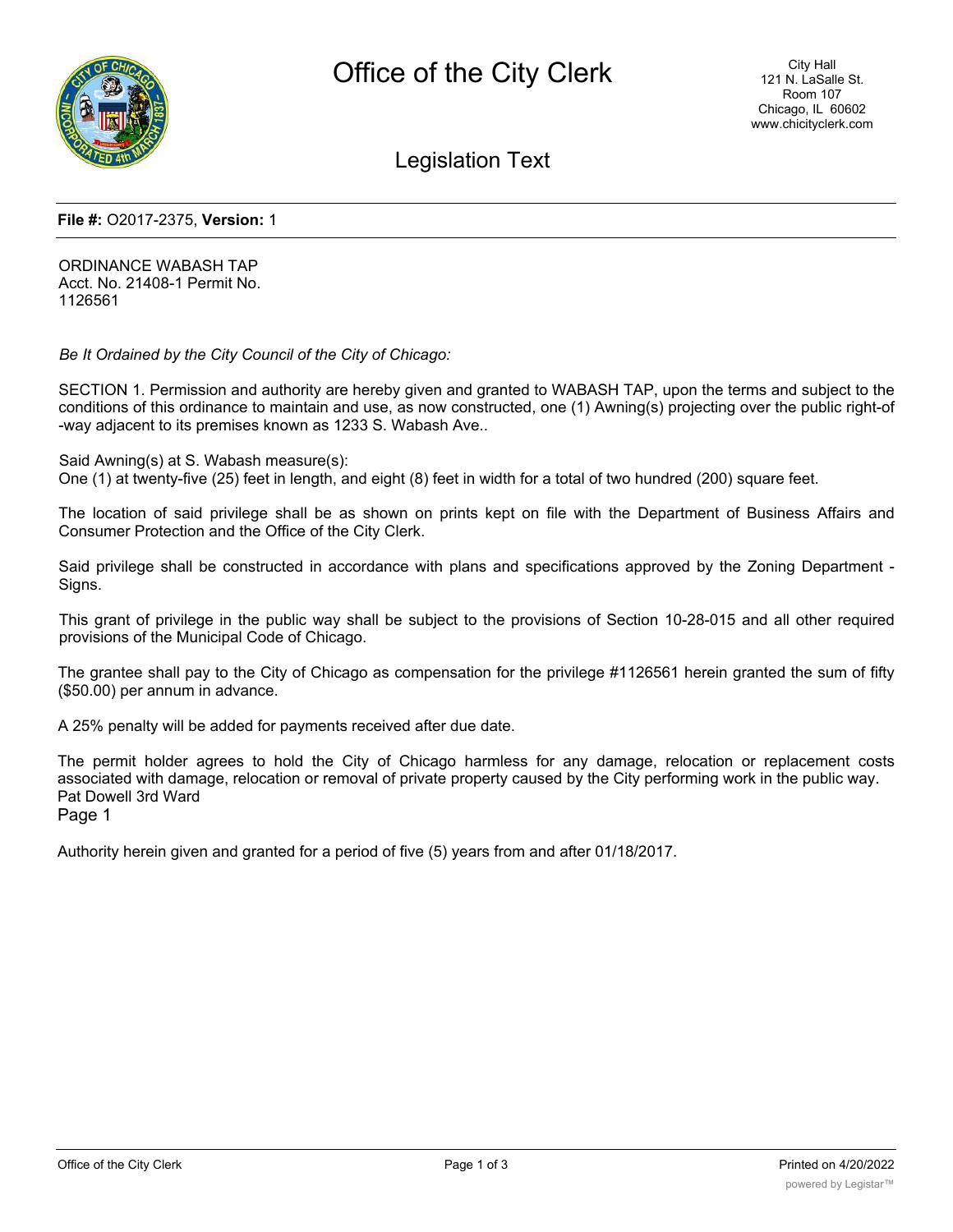**File #:** O2017-2375, **Version:** 1

ORDINANCE WABASH TAP
Acct. No. 21408-1 Permit No.
1126561

*Be It Ordained by the City Council of the City of Chicago:*

SECTION 1. Permission and authority are hereby given and granted to WABASH TAP, upon the terms and subject to the conditions of this ordinance to maintain and use, as now constructed, one (1) Awning(s) projecting over the public right-of -way adjacent to its premises known as 1233 S. Wabash Ave..

Said Awning(s) at S. Wabash measure(s):
One (1) at twenty-five (25) feet in length, and eight (8) feet in width for a total of two hundred (200) square feet.

The location of said privilege shall be as shown on prints kept on file with the Department of Business Affairs and Consumer Protection and the Office of the City Clerk.

Said privilege shall be constructed in accordance with plans and specifications approved by the Zoning Department - Signs.

This grant of privilege in the public way shall be subject to the provisions of Section 10-28-015 and all other required provisions of the Municipal Code of Chicago.

The grantee shall pay to the City of Chicago as compensation for the privilege #1126561 herein granted the sum of fifty ($50.00) per annum in advance.

A 25% penalty will be added for payments received after due date.

The permit holder agrees to hold the City of Chicago harmless for any damage, relocation or replacement costs associated with damage, relocation or removal of private property caused by the City performing work in the public way.
Pat Dowell 3rd Ward
Page 1

Authority herein given and granted for a period of five (5) years from and after 01/18/2017.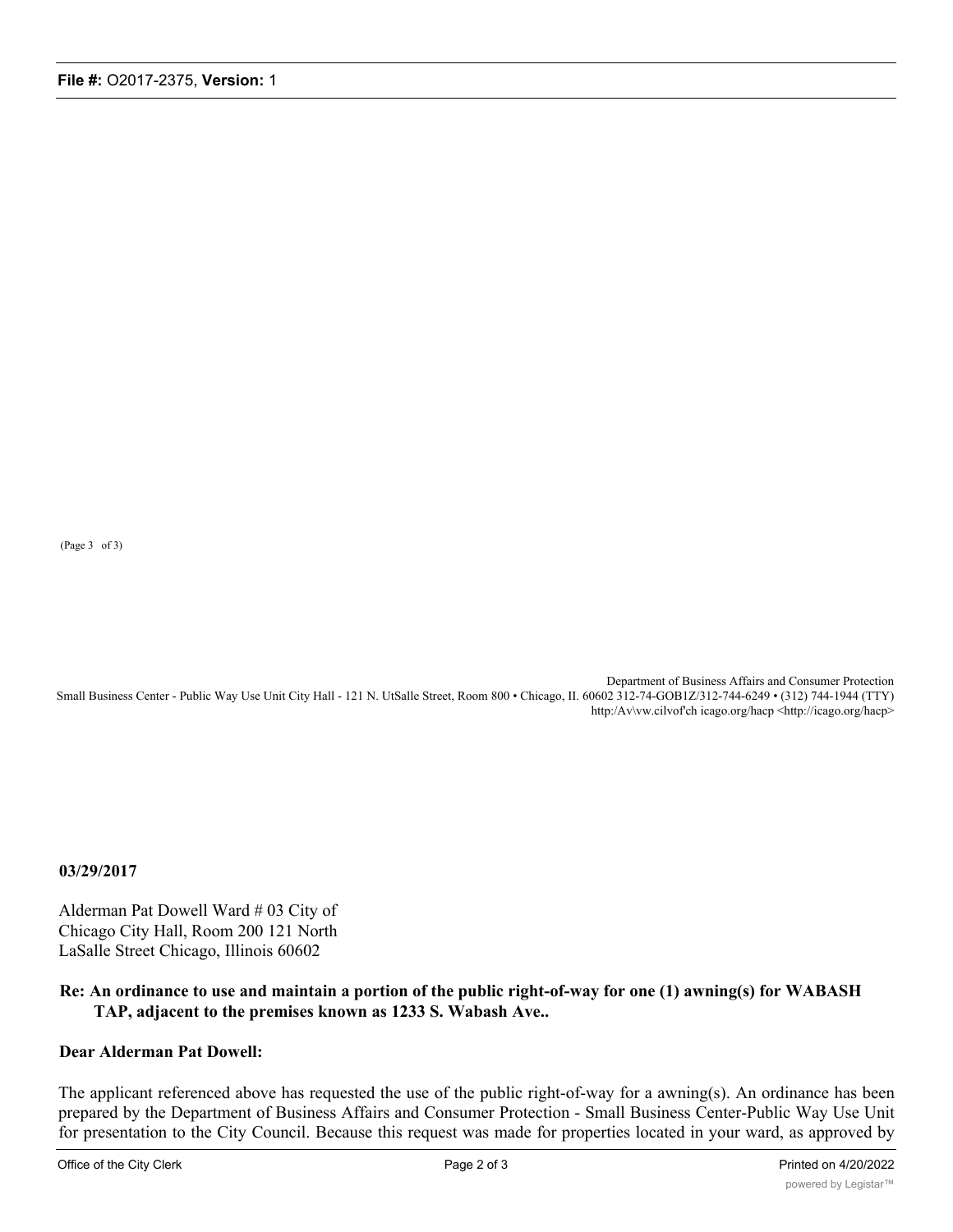(Page 3 of 3)

Department of Business Affairs and Consumer Protection
Small Business Center - Public Way Use Unit City Hall - 121 N. UtSalle Street, Room 800 • Chicago, II. 60602 312-74-GOB1Z/312-744-6249 • (312) 744-1944 (TTY)
http:/Av\vw.cilvof'ch icago.org/hacp <http://icago.org/hacp>

**03/29/2017**

Alderman Pat Dowell Ward # 03 City of
Chicago City Hall, Room 200 121 North
LaSalle Street Chicago, Illinois 60602

**Re: An ordinance to use and maintain a portion of the public right-of-way for one (1) awning(s) for WABASH TAP, adjacent to the premises known as 1233 S. Wabash Ave..**

**Dear Alderman Pat Dowell:**

The applicant referenced above has requested the use of the public right-of-way for a awning(s). An ordinance has been prepared by the Department of Business Affairs and Consumer Protection - Small Business Center-Public Way Use Unit for presentation to the City Council. Because this request was made for properties located in your ward, as approved by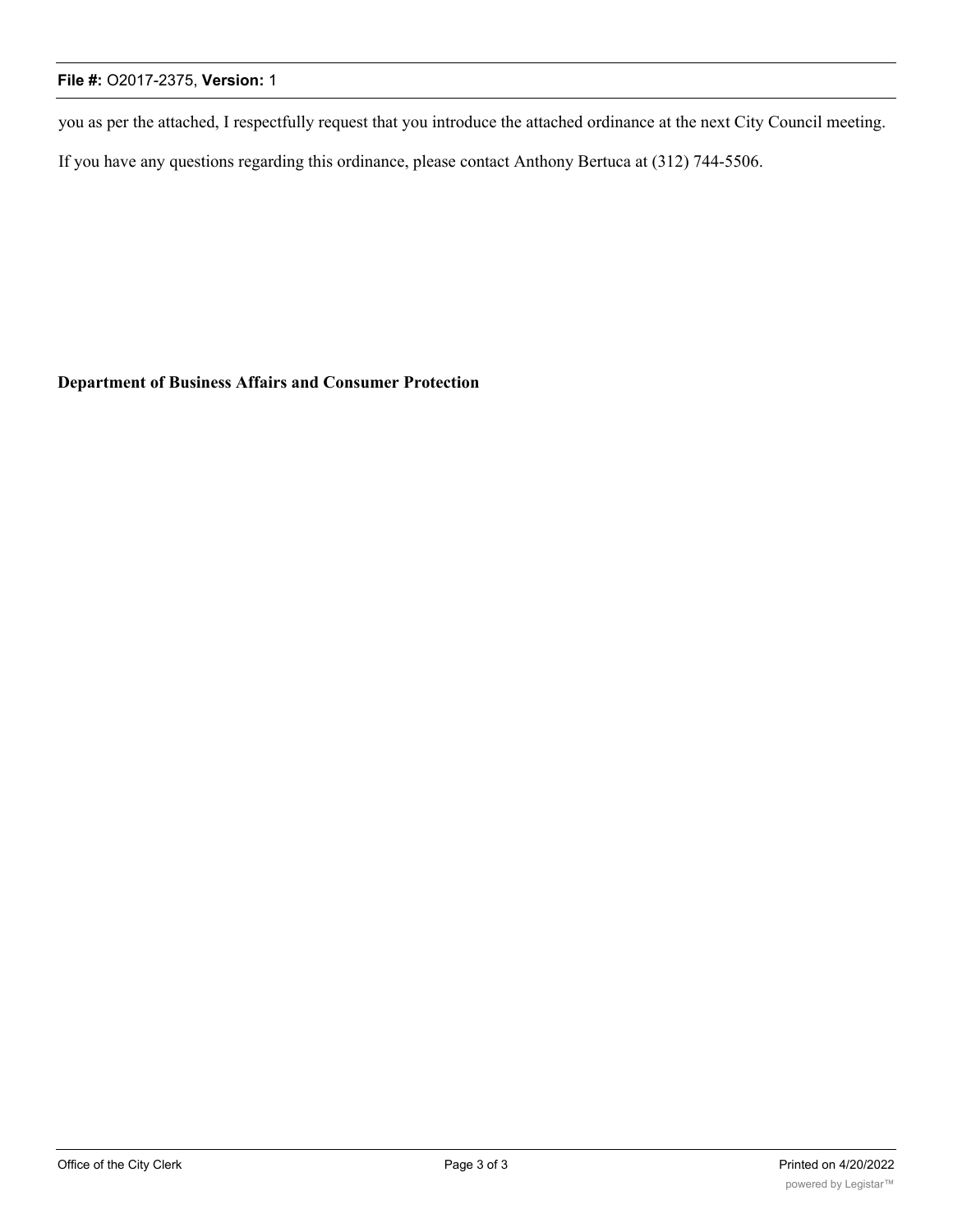you as per the attached, I respectfully request that you introduce the attached ordinance at the next City Council meeting.

If you have any questions regarding this ordinance, please contact Anthony Bertuca at (312) 744-5506.

**Department of Business Affairs and Consumer Protection**